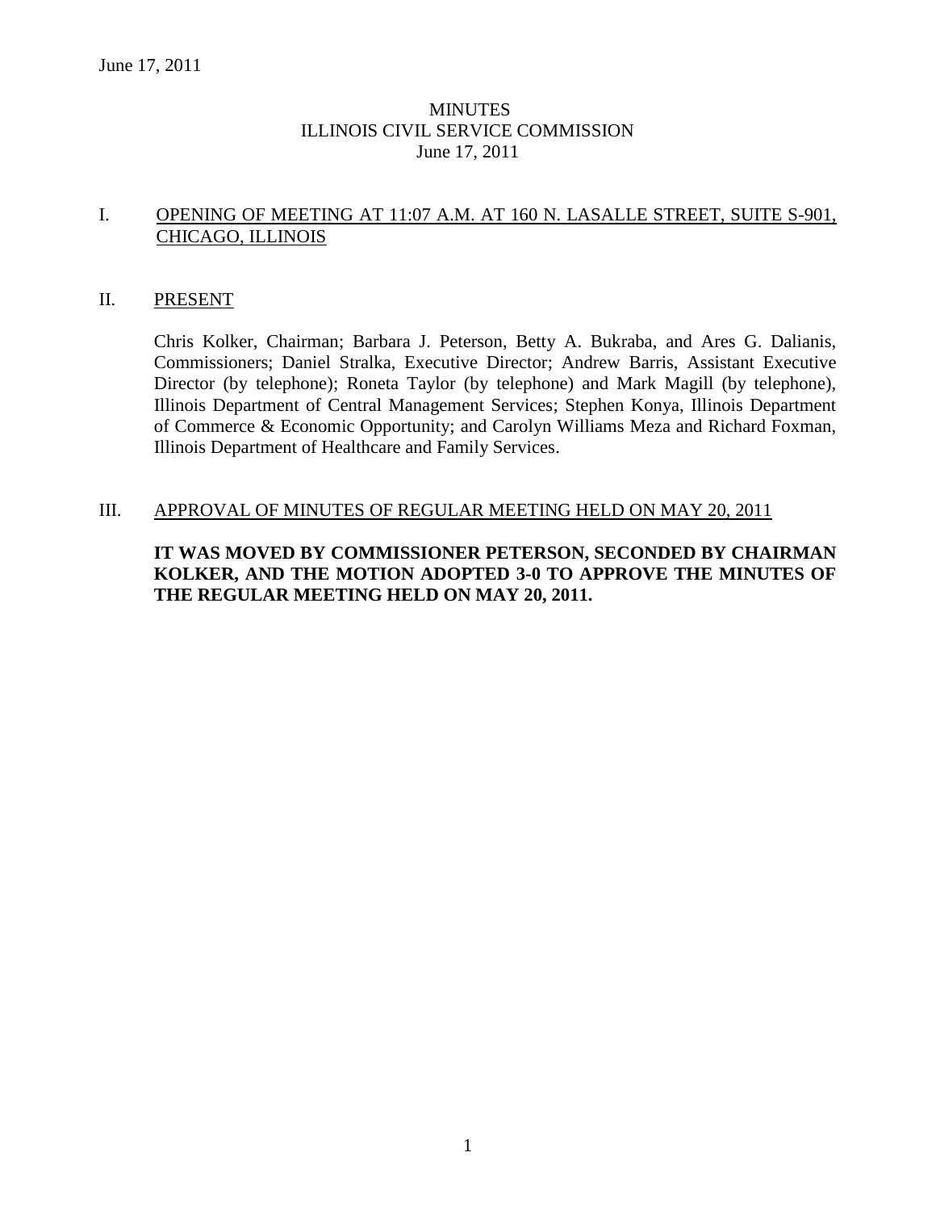June 17, 2011

# MINUTES
## ILLINOIS CIVIL SERVICE COMMISSION
### June 17, 2011

I. OPENING OF MEETING AT 11:07 A.M. AT 160 N. LASALLE STREET, SUITE S-901, CHICAGO, ILLINOIS

II. PRESENT

Chris Kolker, Chairman; Barbara J. Peterson, Betty A. Bukraba, and Ares G. Dalianis, Commissioners; Daniel Stralka, Executive Director; Andrew Barris, Assistant Executive Director (by telephone); Roneta Taylor (by telephone) and Mark Magill (by telephone), Illinois Department of Central Management Services; Stephen Konya, Illinois Department of Commerce & Economic Opportunity; and Carolyn Williams Meza and Richard Foxman, Illinois Department of Healthcare and Family Services.

III. APPROVAL OF MINUTES OF REGULAR MEETING HELD ON MAY 20, 2011

**IT WAS MOVED BY COMMISSIONER PETERSON, SECONDED BY CHAIRMAN KOLKER, AND THE MOTION ADOPTED 3-0 TO APPROVE THE MINUTES OF THE REGULAR MEETING HELD ON MAY 20, 2011.**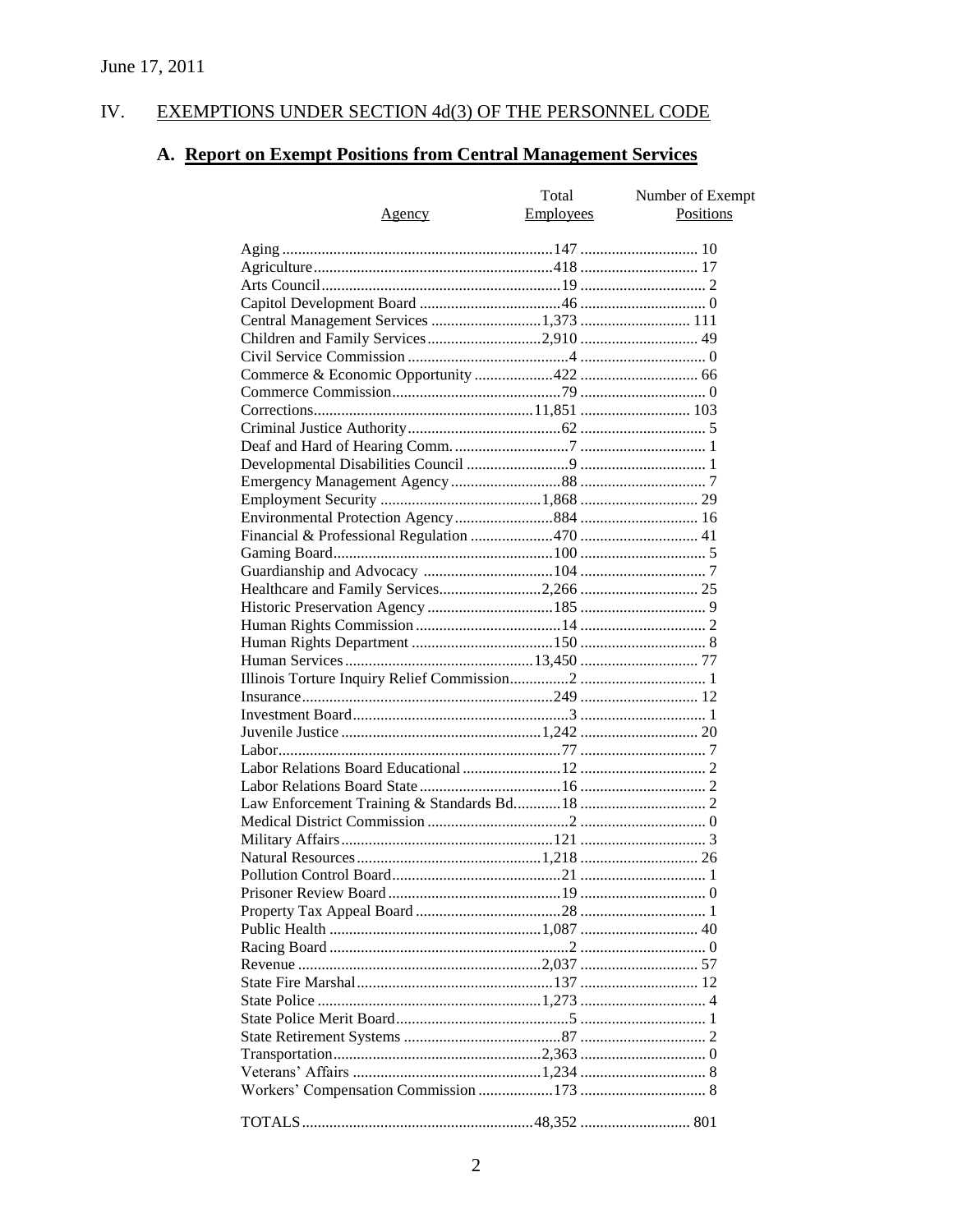June 17, 2011

## IV. EXEMPTIONS UNDER SECTION 4d(3) OF THE PERSONNEL CODE

### A. Report on Exempt Positions from Central Management Services

| Agency | Total Employees | Number of Exempt Positions |
|---|---|---|
| Aging | 147 | 10 |
| Agriculture | 418 | 17 |
| Arts Council | 19 | 2 |
| Capitol Development Board | 46 | 0 |
| Central Management Services | 1,373 | 111 |
| Children and Family Services | 2,910 | 49 |
| Civil Service Commission | 4 | 0 |
| Commerce & Economic Opportunity | 422 | 66 |
| Commerce Commission | 79 | 0 |
| Corrections | 11,851 | 103 |
| Criminal Justice Authority | 62 | 5 |
| Deaf and Hard of Hearing Comm. | 7 | 1 |
| Developmental Disabilities Council | 9 | 1 |
| Emergency Management Agency | 88 | 7 |
| Employment Security | 1,868 | 29 |
| Environmental Protection Agency | 884 | 16 |
| Financial & Professional Regulation | 470 | 41 |
| Gaming Board | 100 | 5 |
| Guardianship and Advocacy | 104 | 7 |
| Healthcare and Family Services | 2,266 | 25 |
| Historic Preservation Agency | 185 | 9 |
| Human Rights Commission | 14 | 2 |
| Human Rights Department | 150 | 8 |
| Human Services | 13,450 | 77 |
| Illinois Torture Inquiry Relief Commission | 2 | 1 |
| Insurance | 249 | 12 |
| Investment Board | 3 | 1 |
| Juvenile Justice | 1,242 | 20 |
| Labor | 77 | 7 |
| Labor Relations Board Educational | 12 | 2 |
| Labor Relations Board State | 16 | 2 |
| Law Enforcement Training & Standards Bd. | 18 | 2 |
| Medical District Commission | 2 | 0 |
| Military Affairs | 121 | 3 |
| Natural Resources | 1,218 | 26 |
| Pollution Control Board | 21 | 1 |
| Prisoner Review Board | 19 | 0 |
| Property Tax Appeal Board | 28 | 1 |
| Public Health | 1,087 | 40 |
| Racing Board | 2 | 0 |
| Revenue | 2,037 | 57 |
| State Fire Marshal | 137 | 12 |
| State Police | 1,273 | 4 |
| State Police Merit Board | 5 | 1 |
| State Retirement Systems | 87 | 2 |
| Transportation | 2,363 | 0 |
| Veterans' Affairs | 1,234 | 8 |
| Workers' Compensation Commission | 173 | 8 |
| TOTALS | 48,352 | 801 |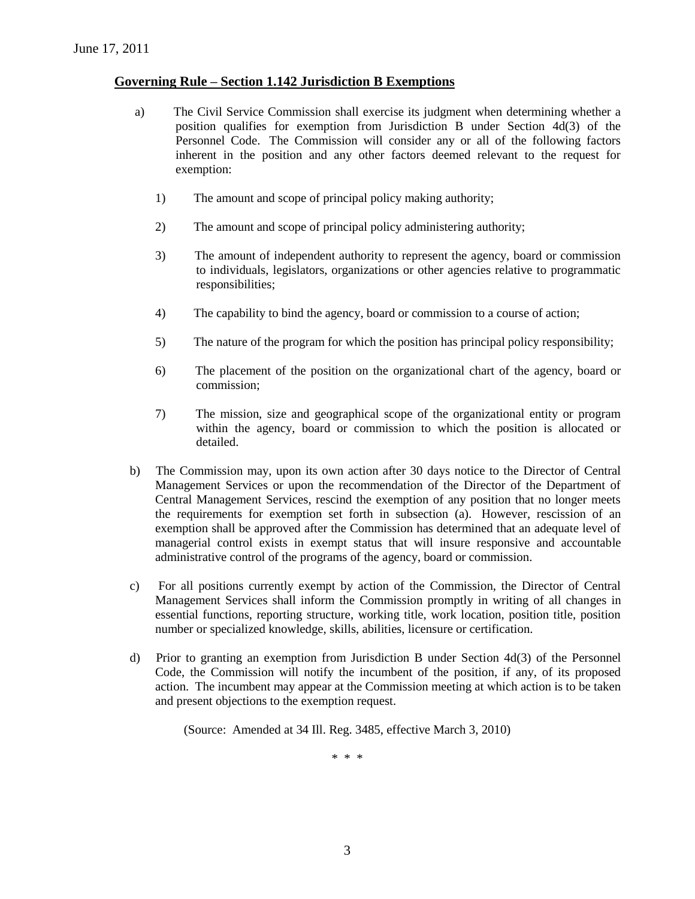**Governing Rule – Section 1.142 Jurisdiction B Exemptions**

a) The Civil Service Commission shall exercise its judgment when determining whether a position qualifies for exemption from Jurisdiction B under Section 4d(3) of the Personnel Code. The Commission will consider any or all of the following factors inherent in the position and any other factors deemed relevant to the request for exemption:

1) The amount and scope of principal policy making authority;

2) The amount and scope of principal policy administering authority;

3) The amount of independent authority to represent the agency, board or commission to individuals, legislators, organizations or other agencies relative to programmatic responsibilities;

4) The capability to bind the agency, board or commission to a course of action;

5) The nature of the program for which the position has principal policy responsibility;

6) The placement of the position on the organizational chart of the agency, board or commission;

7) The mission, size and geographical scope of the organizational entity or program within the agency, board or commission to which the position is allocated or detailed.

b) The Commission may, upon its own action after 30 days notice to the Director of Central Management Services or upon the recommendation of the Director of the Department of Central Management Services, rescind the exemption of any position that no longer meets the requirements for exemption set forth in subsection (a). However, rescission of an exemption shall be approved after the Commission has determined that an adequate level of managerial control exists in exempt status that will insure responsive and accountable administrative control of the programs of the agency, board or commission.

c) For all positions currently exempt by action of the Commission, the Director of Central Management Services shall inform the Commission promptly in writing of all changes in essential functions, reporting structure, working title, work location, position title, position number or specialized knowledge, skills, abilities, licensure or certification.

d) Prior to granting an exemption from Jurisdiction B under Section 4d(3) of the Personnel Code, the Commission will notify the incumbent of the position, if any, of its proposed action. The incumbent may appear at the Commission meeting at which action is to be taken and present objections to the exemption request.

(Source: Amended at 34 Ill. Reg. 3485, effective March 3, 2010)

\* \* \*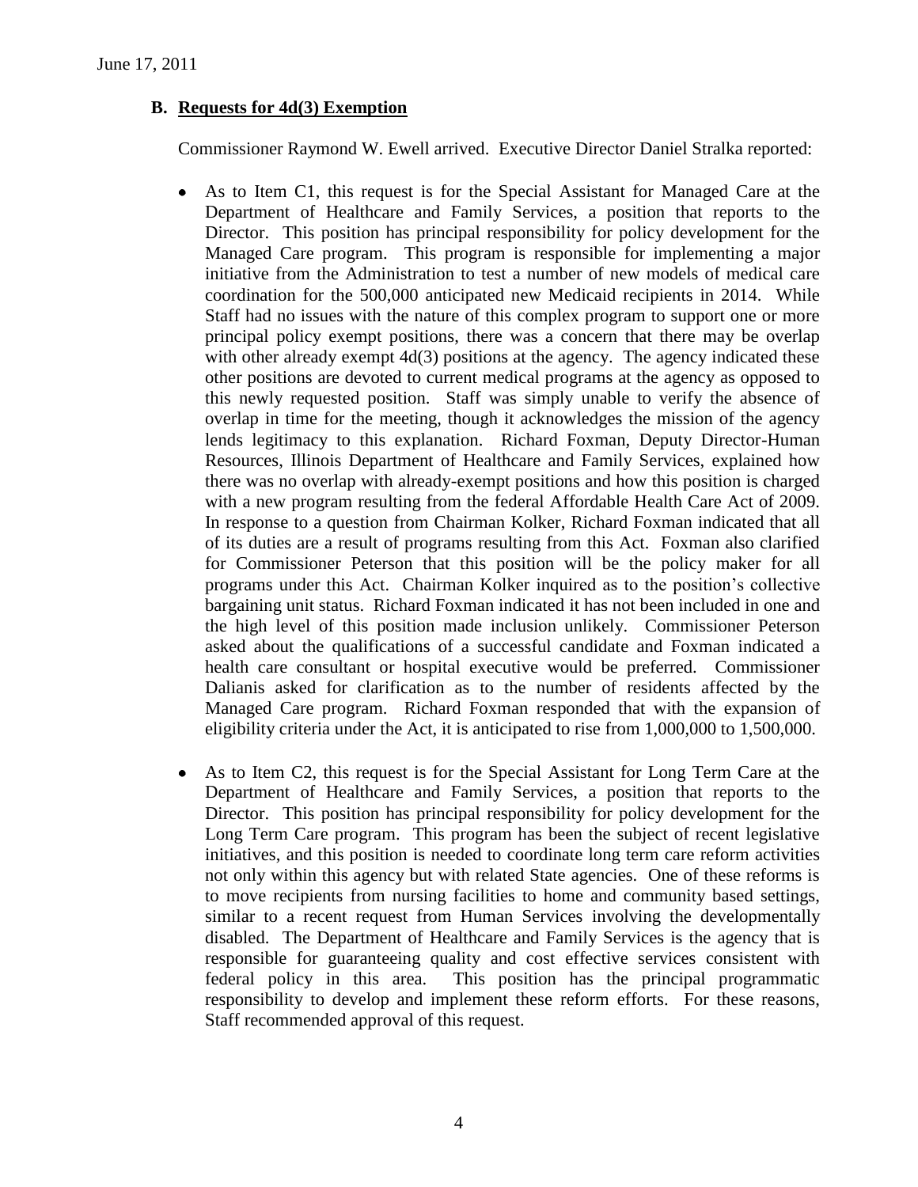### B. Requests for 4d(3) Exemption

Commissioner Raymond W. Ewell arrived. Executive Director Daniel Stralka reported:

- As to Item C1, this request is for the Special Assistant for Managed Care at the Department of Healthcare and Family Services, a position that reports to the Director. This position has principal responsibility for policy development for the Managed Care program. This program is responsible for implementing a major initiative from the Administration to test a number of new models of medical care coordination for the 500,000 anticipated new Medicaid recipients in 2014. While Staff had no issues with the nature of this complex program to support one or more principal policy exempt positions, there was a concern that there may be overlap with other already exempt 4d(3) positions at the agency. The agency indicated these other positions are devoted to current medical programs at the agency as opposed to this newly requested position. Staff was simply unable to verify the absence of overlap in time for the meeting, though it acknowledges the mission of the agency lends legitimacy to this explanation. Richard Foxman, Deputy Director-Human Resources, Illinois Department of Healthcare and Family Services, explained how there was no overlap with already-exempt positions and how this position is charged with a new program resulting from the federal Affordable Health Care Act of 2009. In response to a question from Chairman Kolker, Richard Foxman indicated that all of its duties are a result of programs resulting from this Act. Foxman also clarified for Commissioner Peterson that this position will be the policy maker for all programs under this Act. Chairman Kolker inquired as to the position's collective bargaining unit status. Richard Foxman indicated it has not been included in one and the high level of this position made inclusion unlikely. Commissioner Peterson asked about the qualifications of a successful candidate and Foxman indicated a health care consultant or hospital executive would be preferred. Commissioner Dalianis asked for clarification as to the number of residents affected by the Managed Care program. Richard Foxman responded that with the expansion of eligibility criteria under the Act, it is anticipated to rise from 1,000,000 to 1,500,000.

- As to Item C2, this request is for the Special Assistant for Long Term Care at the Department of Healthcare and Family Services, a position that reports to the Director. This position has principal responsibility for policy development for the Long Term Care program. This program has been the subject of recent legislative initiatives, and this position is needed to coordinate long term care reform activities not only within this agency but with related State agencies. One of these reforms is to move recipients from nursing facilities to home and community based settings, similar to a recent request from Human Services involving the developmentally disabled. The Department of Healthcare and Family Services is the agency that is responsible for guaranteeing quality and cost effective services consistent with federal policy in this area. This position has the principal programmatic responsibility to develop and implement these reform efforts. For these reasons, Staff recommended approval of this request.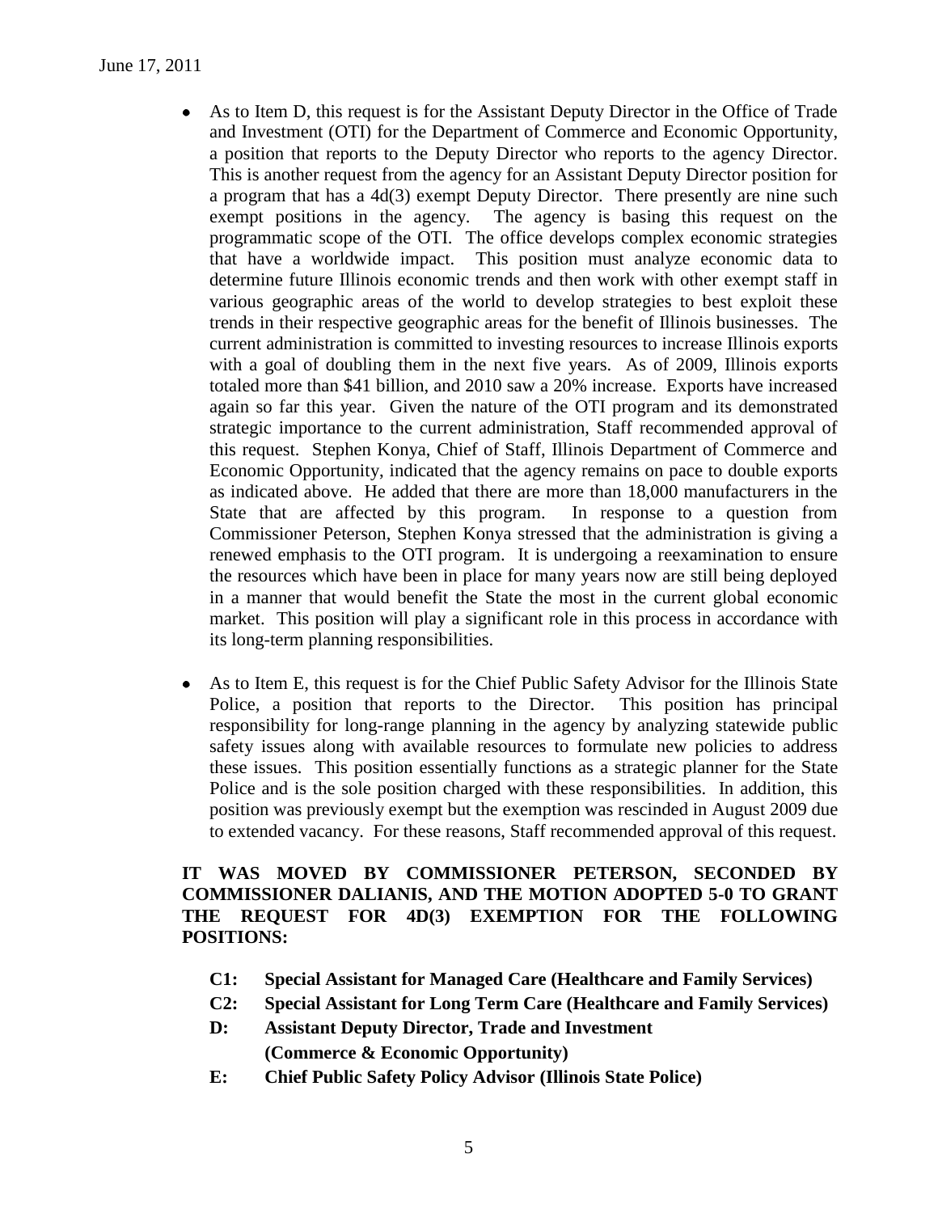- As to Item D, this request is for the Assistant Deputy Director in the Office of Trade and Investment (OTI) for the Department of Commerce and Economic Opportunity, a position that reports to the Deputy Director who reports to the agency Director. This is another request from the agency for an Assistant Deputy Director position for a program that has a 4d(3) exempt Deputy Director. There presently are nine such exempt positions in the agency. The agency is basing this request on the programmatic scope of the OTI. The office develops complex economic strategies that have a worldwide impact. This position must analyze economic data to determine future Illinois economic trends and then work with other exempt staff in various geographic areas of the world to develop strategies to best exploit these trends in their respective geographic areas for the benefit of Illinois businesses. The current administration is committed to investing resources to increase Illinois exports with a goal of doubling them in the next five years. As of 2009, Illinois exports totaled more than $41 billion, and 2010 saw a 20% increase. Exports have increased again so far this year. Given the nature of the OTI program and its demonstrated strategic importance to the current administration, Staff recommended approval of this request. Stephen Konya, Chief of Staff, Illinois Department of Commerce and Economic Opportunity, indicated that the agency remains on pace to double exports as indicated above. He added that there are more than 18,000 manufacturers in the State that are affected by this program. In response to a question from Commissioner Peterson, Stephen Konya stressed that the administration is giving a renewed emphasis to the OTI program. It is undergoing a reexamination to ensure the resources which have been in place for many years now are still being deployed in a manner that would benefit the State the most in the current global economic market. This position will play a significant role in this process in accordance with its long-term planning responsibilities.

- As to Item E, this request is for the Chief Public Safety Advisor for the Illinois State Police, a position that reports to the Director. This position has principal responsibility for long-range planning in the agency by analyzing statewide public safety issues along with available resources to formulate new policies to address these issues. This position essentially functions as a strategic planner for the State Police and is the sole position charged with these responsibilities. In addition, this position was previously exempt but the exemption was rescinded in August 2009 due to extended vacancy. For these reasons, Staff recommended approval of this request.

**IT WAS MOVED BY COMMISSIONER PETERSON, SECONDED BY COMMISSIONER DALIANIS, AND THE MOTION ADOPTED 5-0 TO GRANT THE REQUEST FOR 4D(3) EXEMPTION FOR THE FOLLOWING POSITIONS:**

**C1: Special Assistant for Managed Care (Healthcare and Family Services)**
**C2: Special Assistant for Long Term Care (Healthcare and Family Services)**
**D: Assistant Deputy Director, Trade and Investment (Commerce & Economic Opportunity)**
**E: Chief Public Safety Policy Advisor (Illinois State Police)**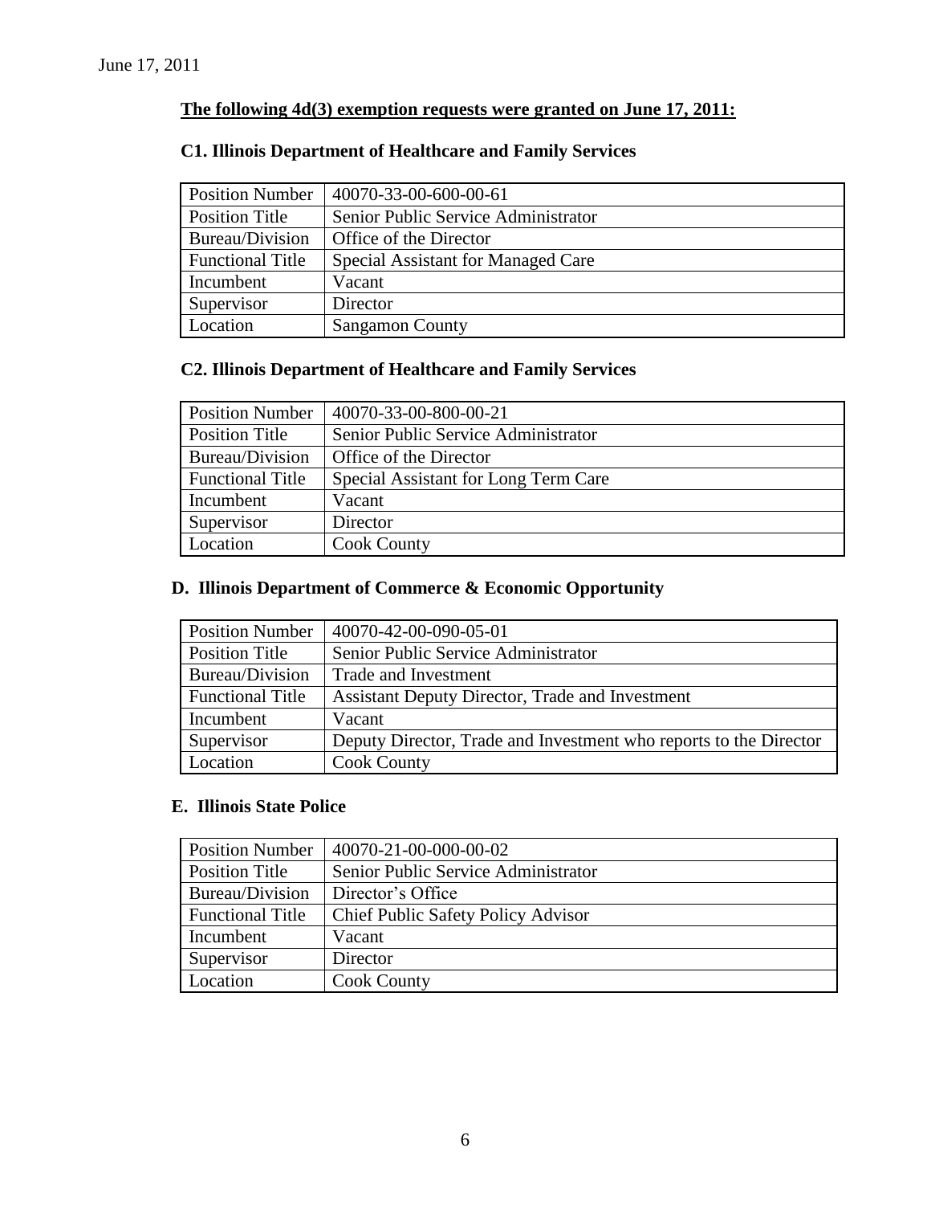June 17, 2011

**The following 4d(3) exemption requests were granted on June 17, 2011:**

### C1. Illinois Department of Healthcare and Family Services

| Position Number | 40070-33-00-600-00-61 |
|---|---|
| Position Title | Senior Public Service Administrator |
| Bureau/Division | Office of the Director |
| Functional Title | Special Assistant for Managed Care |
| Incumbent | Vacant |
| Supervisor | Director |
| Location | Sangamon County |

### C2. Illinois Department of Healthcare and Family Services

| Position Number | 40070-33-00-800-00-21 |
|---|---|
| Position Title | Senior Public Service Administrator |
| Bureau/Division | Office of the Director |
| Functional Title | Special Assistant for Long Term Care |
| Incumbent | Vacant |
| Supervisor | Director |
| Location | Cook County |

### D. Illinois Department of Commerce & Economic Opportunity

| Position Number | 40070-42-00-090-05-01 |
|---|---|
| Position Title | Senior Public Service Administrator |
| Bureau/Division | Trade and Investment |
| Functional Title | Assistant Deputy Director, Trade and Investment |
| Incumbent | Vacant |
| Supervisor | Deputy Director, Trade and Investment who reports to the Director |
| Location | Cook County |

### E. Illinois State Police

| Position Number | 40070-21-00-000-00-02 |
|---|---|
| Position Title | Senior Public Service Administrator |
| Bureau/Division | Director's Office |
| Functional Title | Chief Public Safety Policy Advisor |
| Incumbent | Vacant |
| Supervisor | Director |
| Location | Cook County |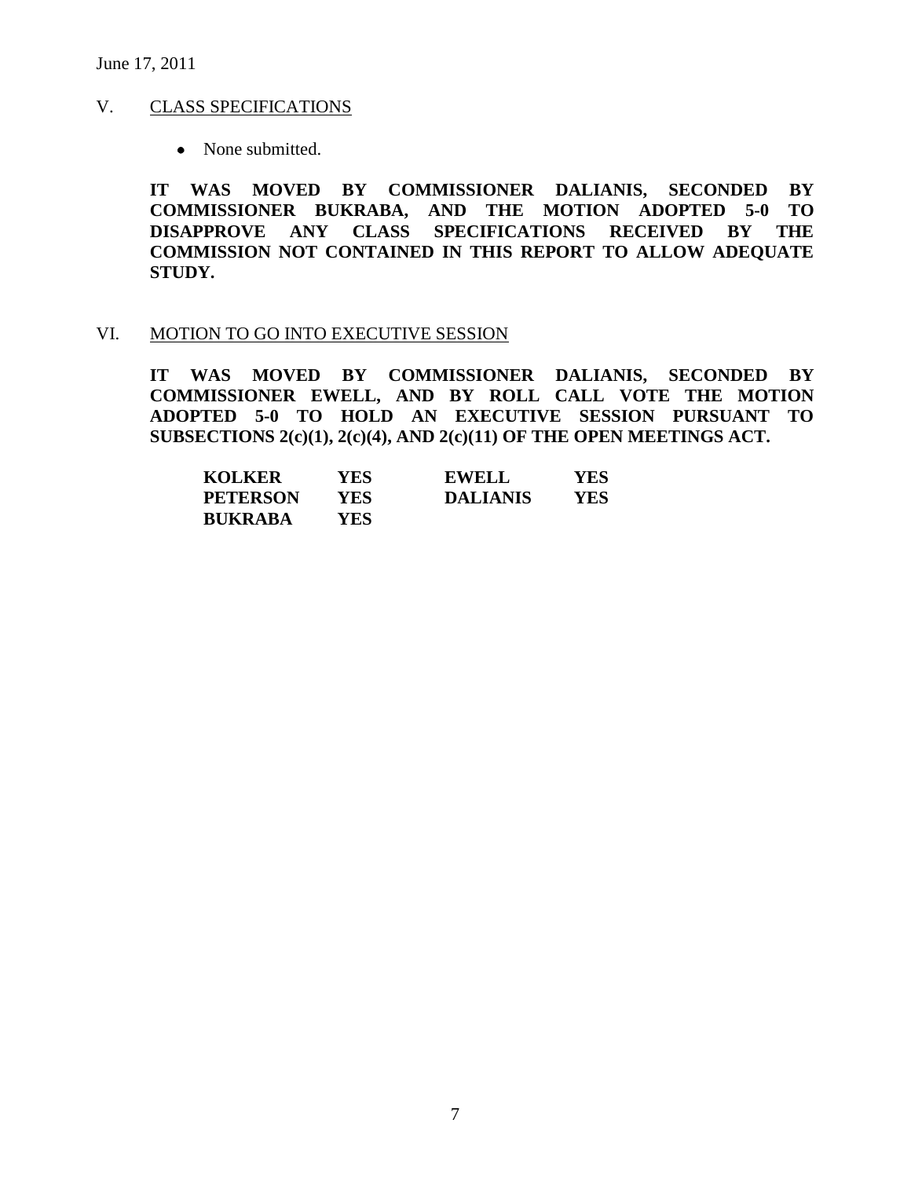## V. CLASS SPECIFICATIONS

- None submitted.

**IT WAS MOVED BY COMMISSIONER DALIANIS, SECONDED BY COMMISSIONER BUKRABA, AND THE MOTION ADOPTED 5-0 TO DISAPPROVE ANY CLASS SPECIFICATIONS RECEIVED BY THE COMMISSION NOT CONTAINED IN THIS REPORT TO ALLOW ADEQUATE STUDY.**

## VI. MOTION TO GO INTO EXECUTIVE SESSION

**IT WAS MOVED BY COMMISSIONER DALIANIS, SECONDED BY COMMISSIONER EWELL, AND BY ROLL CALL VOTE THE MOTION ADOPTED 5-0 TO HOLD AN EXECUTIVE SESSION PURSUANT TO SUBSECTIONS 2(c)(1), 2(c)(4), AND 2(c)(11) OF THE OPEN MEETINGS ACT.**

| | | | |
|---|---|---|---|
| **KOLKER** | **YES** | **EWELL** | **YES** |
| **PETERSON** | **YES** | **DALIANIS** | **YES** |
| **BUKRABA** | **YES** | | |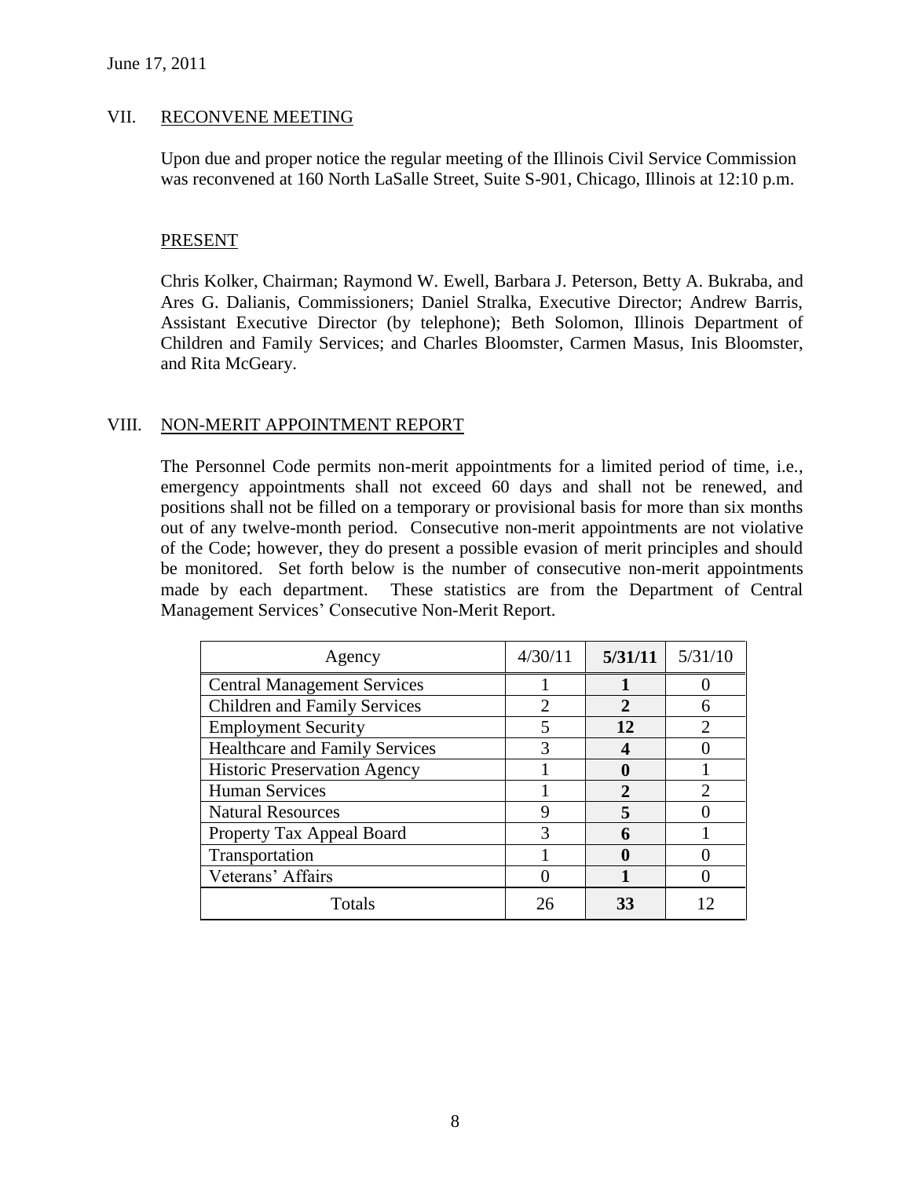June 17, 2011

## VII. RECONVENE MEETING

Upon due and proper notice the regular meeting of the Illinois Civil Service Commission was reconvened at 160 North LaSalle Street, Suite S-901, Chicago, Illinois at 12:10 p.m.

### PRESENT

Chris Kolker, Chairman; Raymond W. Ewell, Barbara J. Peterson, Betty A. Bukraba, and Ares G. Dalianis, Commissioners; Daniel Stralka, Executive Director; Andrew Barris, Assistant Executive Director (by telephone); Beth Solomon, Illinois Department of Children and Family Services; and Charles Bloomster, Carmen Masus, Inis Bloomster, and Rita McGeary.

## VIII. NON-MERIT APPOINTMENT REPORT

The Personnel Code permits non-merit appointments for a limited period of time, i.e., emergency appointments shall not exceed 60 days and shall not be renewed, and positions shall not be filled on a temporary or provisional basis for more than six months out of any twelve-month period. Consecutive non-merit appointments are not violative of the Code; however, they do present a possible evasion of merit principles and should be monitored. Set forth below is the number of consecutive non-merit appointments made by each department. These statistics are from the Department of Central Management Services' Consecutive Non-Merit Report.

| Agency | 4/30/11 | **5/31/11** | 5/31/10 |
|---|---|---|---|
| Central Management Services | 1 | **1** | 0 |
| Children and Family Services | 2 | **2** | 6 |
| Employment Security | 5 | **12** | 2 |
| Healthcare and Family Services | 3 | **4** | 0 |
| Historic Preservation Agency | 1 | **0** | 1 |
| Human Services | 1 | **2** | 2 |
| Natural Resources | 9 | **5** | 0 |
| Property Tax Appeal Board | 3 | **6** | 1 |
| Transportation | 1 | **0** | 0 |
| Veterans' Affairs | 0 | **1** | 0 |
| Totals | 26 | **33** | 12 |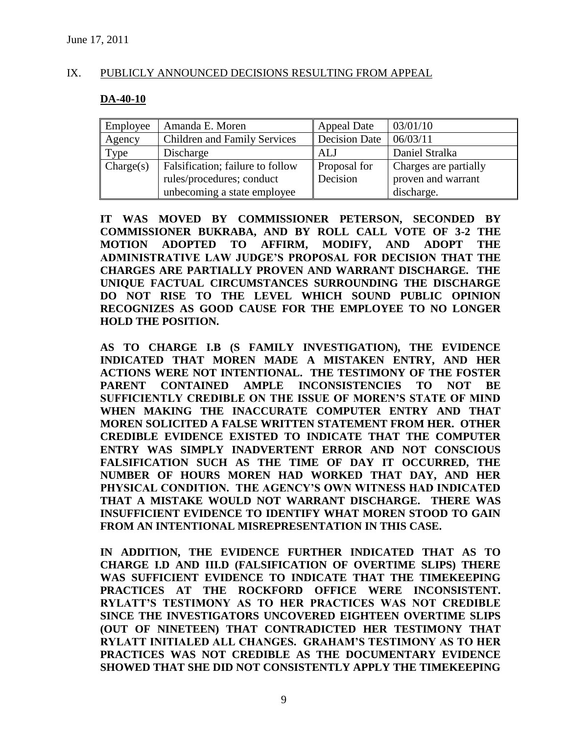June 17, 2011

## IX. PUBLICLY ANNOUNCED DECISIONS RESULTING FROM APPEAL

**DA-40-10**

| Employee | Amanda E. Moren | Appeal Date | 03/01/10 |
|---|---|---|---|
| Agency | Children and Family Services | Decision Date | 06/03/11 |
| Type | Discharge | ALJ | Daniel Stralka |
| Charge(s) | Falsification; failure to follow rules/procedures; conduct unbecoming a state employee | Proposal for Decision | Charges are partially proven and warrant discharge. |

**IT WAS MOVED BY COMMISSIONER PETERSON, SECONDED BY COMMISSIONER BUKRABA, AND BY ROLL CALL VOTE OF 3-2 THE MOTION ADOPTED TO AFFIRM, MODIFY, AND ADOPT THE ADMINISTRATIVE LAW JUDGE'S PROPOSAL FOR DECISION THAT THE CHARGES ARE PARTIALLY PROVEN AND WARRANT DISCHARGE. THE UNIQUE FACTUAL CIRCUMSTANCES SURROUNDING THE DISCHARGE DO NOT RISE TO THE LEVEL WHICH SOUND PUBLIC OPINION RECOGNIZES AS GOOD CAUSE FOR THE EMPLOYEE TO NO LONGER HOLD THE POSITION.**

**AS TO CHARGE I.B (S FAMILY INVESTIGATION), THE EVIDENCE INDICATED THAT MOREN MADE A MISTAKEN ENTRY, AND HER ACTIONS WERE NOT INTENTIONAL. THE TESTIMONY OF THE FOSTER PARENT CONTAINED AMPLE INCONSISTENCIES TO NOT BE SUFFICIENTLY CREDIBLE ON THE ISSUE OF MOREN'S STATE OF MIND WHEN MAKING THE INACCURATE COMPUTER ENTRY AND THAT MOREN SOLICITED A FALSE WRITTEN STATEMENT FROM HER. OTHER CREDIBLE EVIDENCE EXISTED TO INDICATE THAT THE COMPUTER ENTRY WAS SIMPLY INADVERTENT ERROR AND NOT CONSCIOUS FALSIFICATION SUCH AS THE TIME OF DAY IT OCCURRED, THE NUMBER OF HOURS MOREN HAD WORKED THAT DAY, AND HER PHYSICAL CONDITION. THE AGENCY'S OWN WITNESS HAD INDICATED THAT A MISTAKE WOULD NOT WARRANT DISCHARGE. THERE WAS INSUFFICIENT EVIDENCE TO IDENTIFY WHAT MOREN STOOD TO GAIN FROM AN INTENTIONAL MISREPRESENTATION IN THIS CASE.**

**IN ADDITION, THE EVIDENCE FURTHER INDICATED THAT AS TO CHARGE I.D AND III.D (FALSIFICATION OF OVERTIME SLIPS) THERE WAS SUFFICIENT EVIDENCE TO INDICATE THAT THE TIMEKEEPING PRACTICES AT THE ROCKFORD OFFICE WERE INCONSISTENT. RYLATT'S TESTIMONY AS TO HER PRACTICES WAS NOT CREDIBLE SINCE THE INVESTIGATORS UNCOVERED EIGHTEEN OVERTIME SLIPS (OUT OF NINETEEN) THAT CONTRADICTED HER TESTIMONY THAT RYLATT INITIALED ALL CHANGES. GRAHAM'S TESTIMONY AS TO HER PRACTICES WAS NOT CREDIBLE AS THE DOCUMENTARY EVIDENCE SHOWED THAT SHE DID NOT CONSISTENTLY APPLY THE TIMEKEEPING**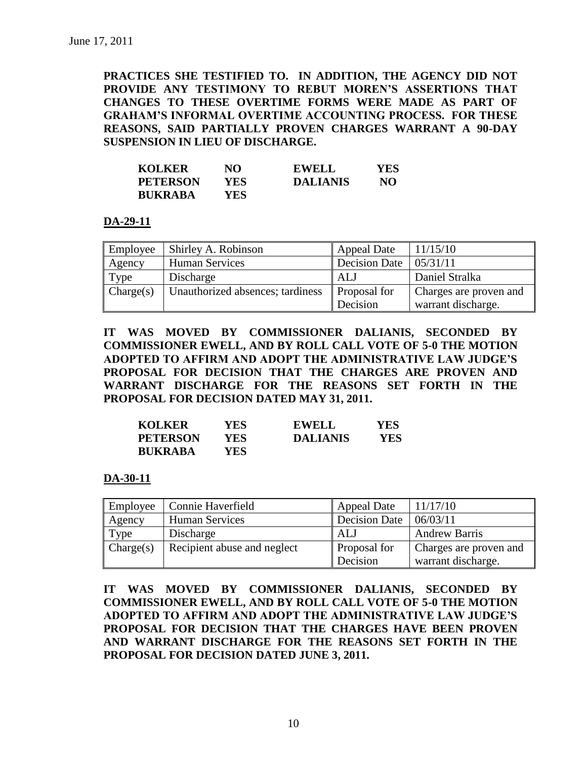**PRACTICES SHE TESTIFIED TO. IN ADDITION, THE AGENCY DID NOT PROVIDE ANY TESTIMONY TO REBUT MOREN'S ASSERTIONS THAT CHANGES TO THESE OVERTIME FORMS WERE MADE AS PART OF GRAHAM'S INFORMAL OVERTIME ACCOUNTING PROCESS. FOR THESE REASONS, SAID PARTIALLY PROVEN CHARGES WARRANT A 90-DAY SUSPENSION IN LIEU OF DISCHARGE.**

| | | | |
|---|---|---|---|
| **KOLKER** | **NO** | **EWELL** | **YES** |
| **PETERSON** | **YES** | **DALIANIS** | **NO** |
| **BUKRABA** | **YES** | | |

**DA-29-11**

| Employee | Shirley A. Robinson | Appeal Date | 11/15/10 |
|---|---|---|---|
| Agency | Human Services | Decision Date | 05/31/11 |
| Type | Discharge | ALJ | Daniel Stralka |
| Charge(s) | Unauthorized absences; tardiness | Proposal for Decision | Charges are proven and warrant discharge. |

**IT WAS MOVED BY COMMISSIONER DALIANIS, SECONDED BY COMMISSIONER EWELL, AND BY ROLL CALL VOTE OF 5-0 THE MOTION ADOPTED TO AFFIRM AND ADOPT THE ADMINISTRATIVE LAW JUDGE'S PROPOSAL FOR DECISION THAT THE CHARGES ARE PROVEN AND WARRANT DISCHARGE FOR THE REASONS SET FORTH IN THE PROPOSAL FOR DECISION DATED MAY 31, 2011.**

| | | | |
|---|---|---|---|
| **KOLKER** | **YES** | **EWELL** | **YES** |
| **PETERSON** | **YES** | **DALIANIS** | **YES** |
| **BUKRABA** | **YES** | | |

**DA-30-11**

| Employee | Connie Haverfield | Appeal Date | 11/17/10 |
|---|---|---|---|
| Agency | Human Services | Decision Date | 06/03/11 |
| Type | Discharge | ALJ | Andrew Barris |
| Charge(s) | Recipient abuse and neglect | Proposal for Decision | Charges are proven and warrant discharge. |

**IT WAS MOVED BY COMMISSIONER DALIANIS, SECONDED BY COMMISSIONER EWELL, AND BY ROLL CALL VOTE OF 5-0 THE MOTION ADOPTED TO AFFIRM AND ADOPT THE ADMINISTRATIVE LAW JUDGE'S PROPOSAL FOR DECISION THAT THE CHARGES HAVE BEEN PROVEN AND WARRANT DISCHARGE FOR THE REASONS SET FORTH IN THE PROPOSAL FOR DECISION DATED JUNE 3, 2011.**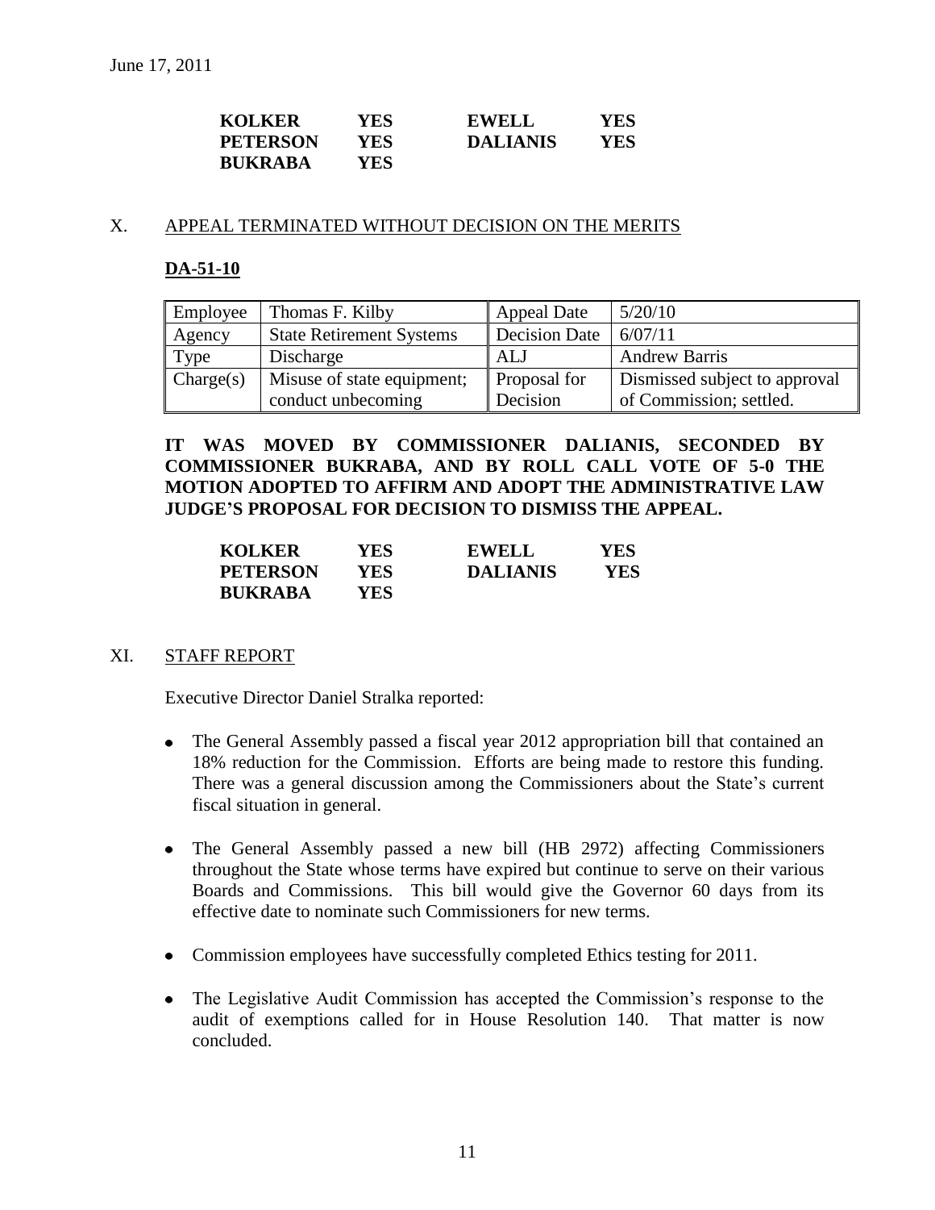| **KOLKER** | **YES** | **EWELL** | **YES** |
|---|---|---|---|
| **PETERSON** | **YES** | **DALIANIS** | **YES** |
| **BUKRABA** | **YES** | | |

## X. APPEAL TERMINATED WITHOUT DECISION ON THE MERITS

### DA-51-10

| Employee | Thomas F. Kilby | Appeal Date | 5/20/10 |
|---|---|---|---|
| Agency | State Retirement Systems | Decision Date | 6/07/11 |
| Type | Discharge | ALJ | Andrew Barris |
| Charge(s) | Misuse of state equipment; conduct unbecoming | Proposal for Decision | Dismissed subject to approval of Commission; settled. |

**IT WAS MOVED BY COMMISSIONER DALIANIS, SECONDED BY COMMISSIONER BUKRABA, AND BY ROLL CALL VOTE OF 5-0 THE MOTION ADOPTED TO AFFIRM AND ADOPT THE ADMINISTRATIVE LAW JUDGE'S PROPOSAL FOR DECISION TO DISMISS THE APPEAL.**

| **KOLKER** | **YES** | **EWELL** | **YES** |
|---|---|---|---|
| **PETERSON** | **YES** | **DALIANIS** | **YES** |
| **BUKRABA** | **YES** | | |

## XI. STAFF REPORT

Executive Director Daniel Stralka reported:

- The General Assembly passed a fiscal year 2012 appropriation bill that contained an 18% reduction for the Commission. Efforts are being made to restore this funding. There was a general discussion among the Commissioners about the State's current fiscal situation in general.
- The General Assembly passed a new bill (HB 2972) affecting Commissioners throughout the State whose terms have expired but continue to serve on their various Boards and Commissions. This bill would give the Governor 60 days from its effective date to nominate such Commissioners for new terms.
- Commission employees have successfully completed Ethics testing for 2011.
- The Legislative Audit Commission has accepted the Commission's response to the audit of exemptions called for in House Resolution 140. That matter is now concluded.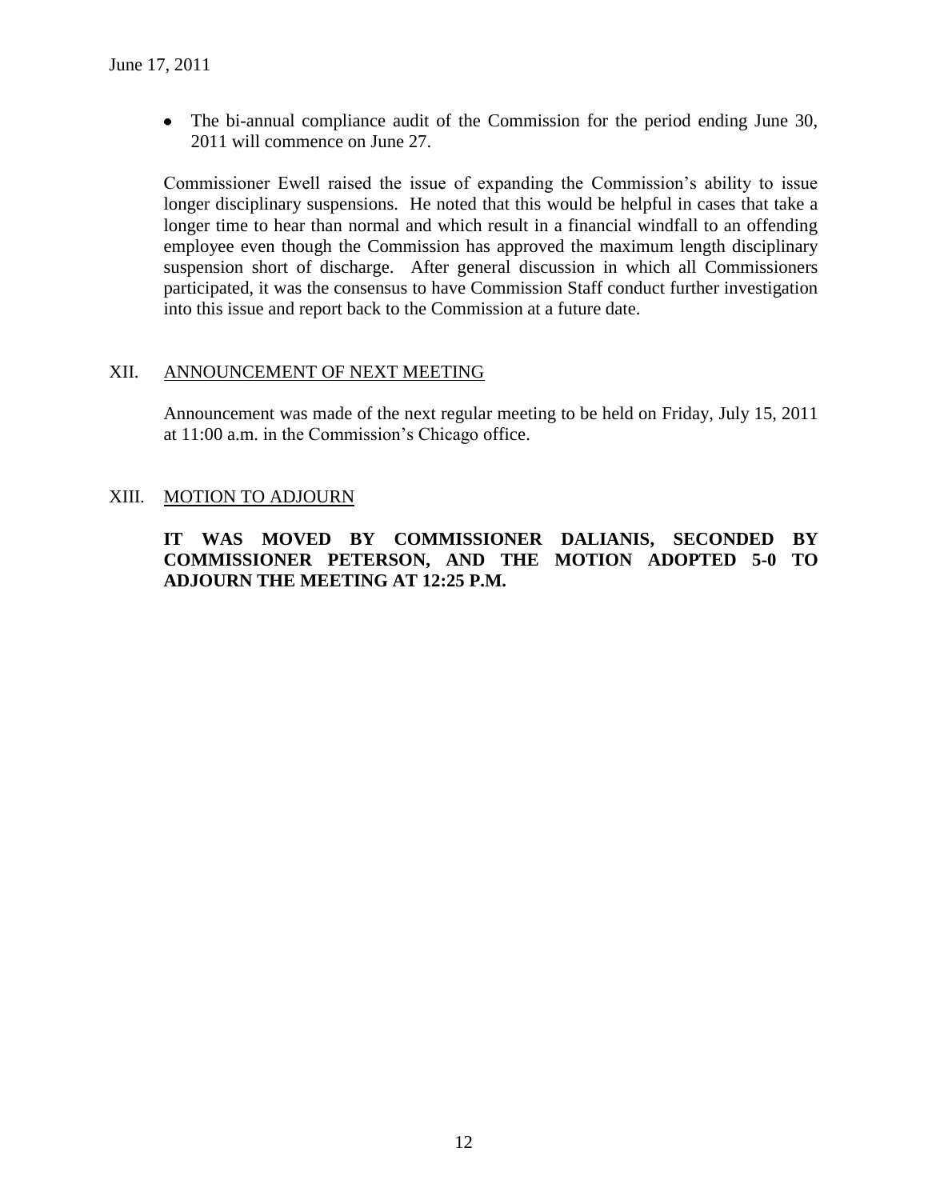- The bi-annual compliance audit of the Commission for the period ending June 30, 2011 will commence on June 27.

Commissioner Ewell raised the issue of expanding the Commission's ability to issue longer disciplinary suspensions. He noted that this would be helpful in cases that take a longer time to hear than normal and which result in a financial windfall to an offending employee even though the Commission has approved the maximum length disciplinary suspension short of discharge. After general discussion in which all Commissioners participated, it was the consensus to have Commission Staff conduct further investigation into this issue and report back to the Commission at a future date.

## XII. ANNOUNCEMENT OF NEXT MEETING

Announcement was made of the next regular meeting to be held on Friday, July 15, 2011 at 11:00 a.m. in the Commission's Chicago office.

## XIII. MOTION TO ADJOURN

**IT WAS MOVED BY COMMISSIONER DALIANIS, SECONDED BY COMMISSIONER PETERSON, AND THE MOTION ADOPTED 5-0 TO ADJOURN THE MEETING AT 12:25 P.M.**